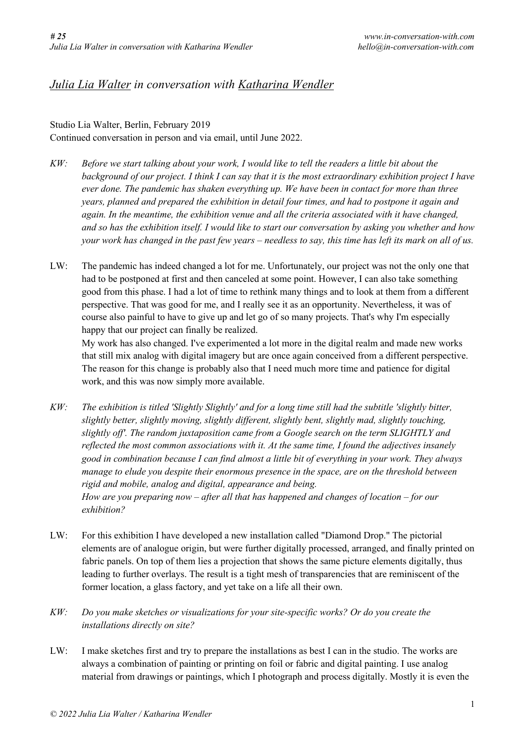## *Julia Lia Walter in conversation with Katharina Wendler*

Studio Lia Walter, Berlin, February 2019
Continued conversation in person and via email, until June 2022.

*KW: Before we start talking about your work, I would like to tell the readers a little bit about the background of our project. I think I can say that it is the most extraordinary exhibition project I have ever done. The pandemic has shaken everything up. We have been in contact for more than three years, planned and prepared the exhibition in detail four times, and had to postpone it again and again. In the meantime, the exhibition venue and all the criteria associated with it have changed, and so has the exhibition itself. I would like to start our conversation by asking you whether and how your work has changed in the past few years – needless to say, this time has left its mark on all of us.*

LW: The pandemic has indeed changed a lot for me. Unfortunately, our project was not the only one that had to be postponed at first and then canceled at some point. However, I can also take something good from this phase. I had a lot of time to rethink many things and to look at them from a different perspective. That was good for me, and I really see it as an opportunity. Nevertheless, it was of course also painful to have to give up and let go of so many projects. That's why I'm especially happy that our project can finally be realized.
My work has also changed. I've experimented a lot more in the digital realm and made new works that still mix analog with digital imagery but are once again conceived from a different perspective. The reason for this change is probably also that I need much more time and patience for digital work, and this was now simply more available.

*KW: The exhibition is titled 'Slightly Slightly' and for a long time still had the subtitle 'slightly bitter, slightly better, slightly moving, slightly different, slightly bent, slightly mad, slightly touching, slightly off'. The random juxtaposition came from a Google search on the term SLIGHTLY and reflected the most common associations with it. At the same time, I found the adjectives insanely good in combination because I can find almost a little bit of everything in your work. They always manage to elude you despite their enormous presence in the space, are on the threshold between rigid and mobile, analog and digital, appearance and being.*
*How are you preparing now – after all that has happened and changes of location – for our exhibition?*

LW: For this exhibition I have developed a new installation called "Diamond Drop." The pictorial elements are of analogue origin, but were further digitally processed, arranged, and finally printed on fabric panels. On top of them lies a projection that shows the same picture elements digitally, thus leading to further overlays. The result is a tight mesh of transparencies that are reminiscent of the former location, a glass factory, and yet take on a life all their own.

*KW: Do you make sketches or visualizations for your site-specific works? Or do you create the installations directly on site?*

LW: I make sketches first and try to prepare the installations as best I can in the studio. The works are always a combination of painting or printing on foil or fabric and digital painting. I use analog material from drawings or paintings, which I photograph and process digitally. Mostly it is even the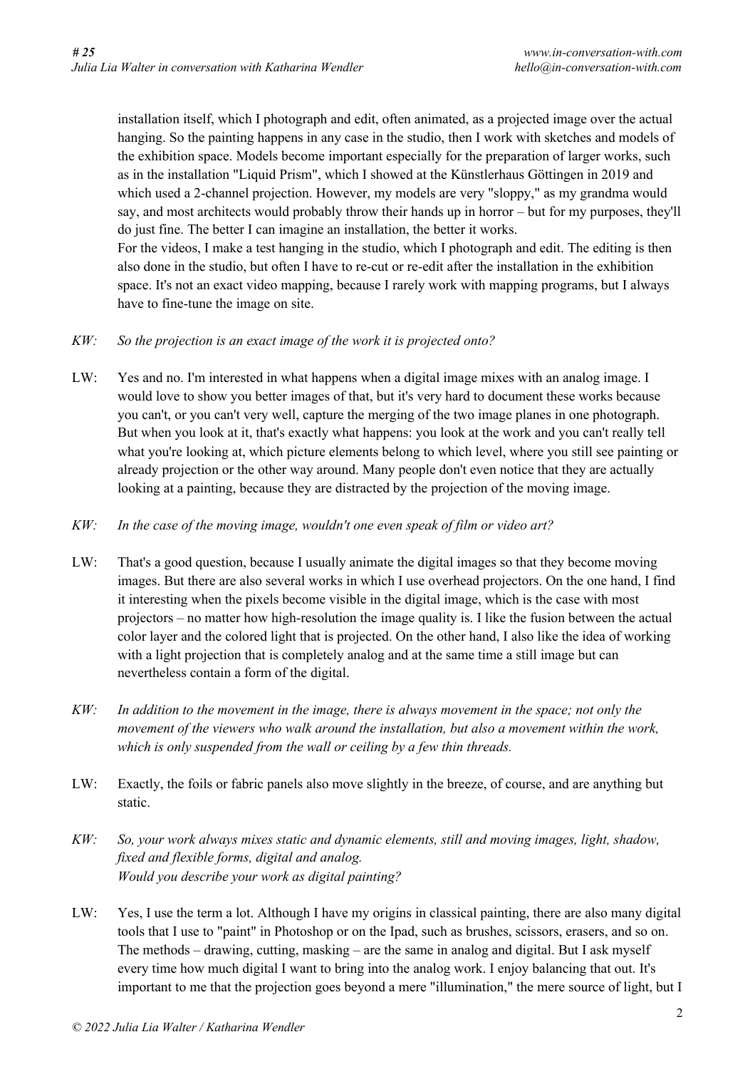installation itself, which I photograph and edit, often animated, as a projected image over the actual hanging. So the painting happens in any case in the studio, then I work with sketches and models of the exhibition space. Models become important especially for the preparation of larger works, such as in the installation "Liquid Prism", which I showed at the Künstlerhaus Göttingen in 2019 and which used a 2-channel projection. However, my models are very "sloppy," as my grandma would say, and most architects would probably throw their hands up in horror – but for my purposes, they'll do just fine. The better I can imagine an installation, the better it works.
For the videos, I make a test hanging in the studio, which I photograph and edit. The editing is then also done in the studio, but often I have to re-cut or re-edit after the installation in the exhibition space. It's not an exact video mapping, because I rarely work with mapping programs, but I always have to fine-tune the image on site.

*KW: So the projection is an exact image of the work it is projected onto?*

LW: Yes and no. I'm interested in what happens when a digital image mixes with an analog image. I would love to show you better images of that, but it's very hard to document these works because you can't, or you can't very well, capture the merging of the two image planes in one photograph. But when you look at it, that's exactly what happens: you look at the work and you can't really tell what you're looking at, which picture elements belong to which level, where you still see painting or already projection or the other way around. Many people don't even notice that they are actually looking at a painting, because they are distracted by the projection of the moving image.

*KW: In the case of the moving image, wouldn't one even speak of film or video art?*

LW: That's a good question, because I usually animate the digital images so that they become moving images. But there are also several works in which I use overhead projectors. On the one hand, I find it interesting when the pixels become visible in the digital image, which is the case with most projectors – no matter how high-resolution the image quality is. I like the fusion between the actual color layer and the colored light that is projected. On the other hand, I also like the idea of working with a light projection that is completely analog and at the same time a still image but can nevertheless contain a form of the digital.

*KW: In addition to the movement in the image, there is always movement in the space; not only the movement of the viewers who walk around the installation, but also a movement within the work, which is only suspended from the wall or ceiling by a few thin threads.*

LW: Exactly, the foils or fabric panels also move slightly in the breeze, of course, and are anything but static.

*KW: So, your work always mixes static and dynamic elements, still and moving images, light, shadow, fixed and flexible forms, digital and analog.*
*Would you describe your work as digital painting?*

LW: Yes, I use the term a lot. Although I have my origins in classical painting, there are also many digital tools that I use to "paint" in Photoshop or on the Ipad, such as brushes, scissors, erasers, and so on. The methods – drawing, cutting, masking – are the same in analog and digital. But I ask myself every time how much digital I want to bring into the analog work. I enjoy balancing that out. It's important to me that the projection goes beyond a mere "illumination," the mere source of light, but I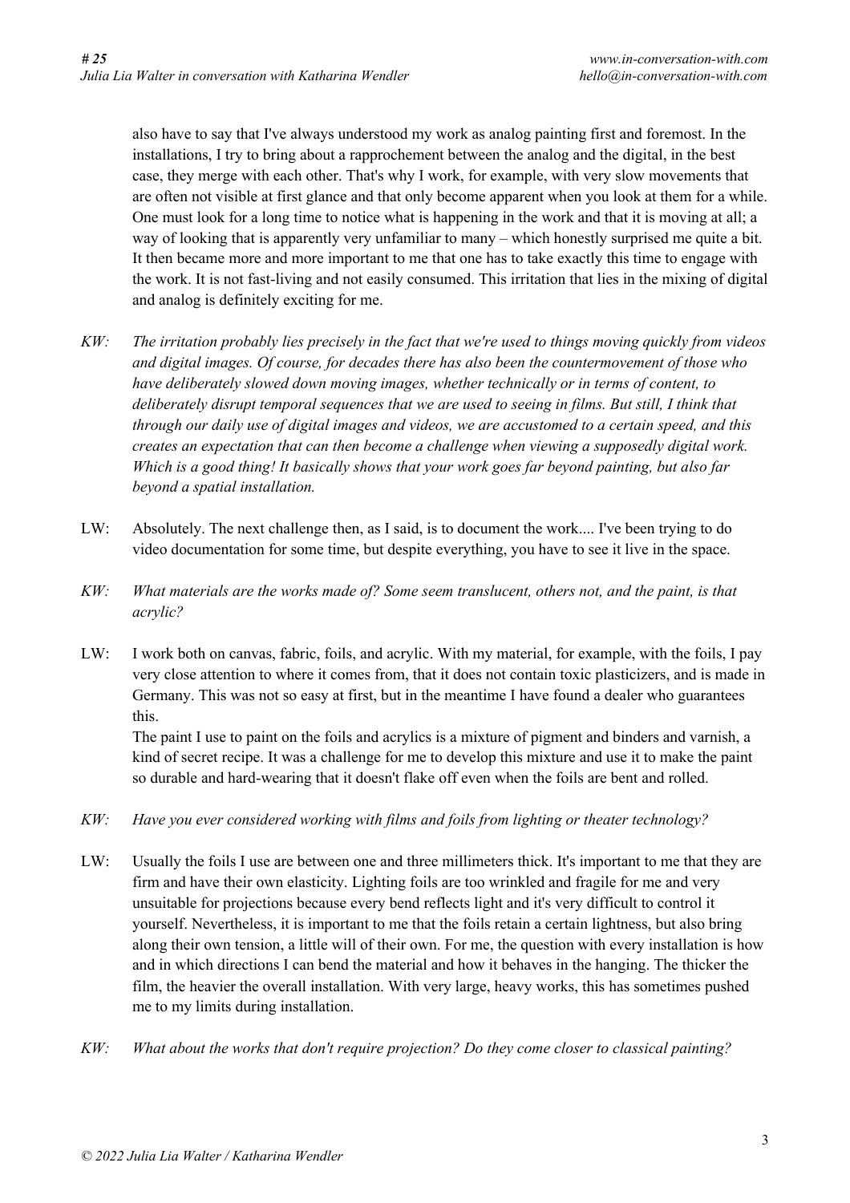also have to say that I've always understood my work as analog painting first and foremost. In the installations, I try to bring about a rapprochement between the analog and the digital, in the best case, they merge with each other. That's why I work, for example, with very slow movements that are often not visible at first glance and that only become apparent when you look at them for a while. One must look for a long time to notice what is happening in the work and that it is moving at all; a way of looking that is apparently very unfamiliar to many – which honestly surprised me quite a bit. It then became more and more important to me that one has to take exactly this time to engage with the work. It is not fast-living and not easily consumed. This irritation that lies in the mixing of digital and analog is definitely exciting for me.

*KW: The irritation probably lies precisely in the fact that we're used to things moving quickly from videos and digital images. Of course, for decades there has also been the countermovement of those who have deliberately slowed down moving images, whether technically or in terms of content, to deliberately disrupt temporal sequences that we are used to seeing in films. But still, I think that through our daily use of digital images and videos, we are accustomed to a certain speed, and this creates an expectation that can then become a challenge when viewing a supposedly digital work. Which is a good thing! It basically shows that your work goes far beyond painting, but also far beyond a spatial installation.*

LW: Absolutely. The next challenge then, as I said, is to document the work.... I've been trying to do video documentation for some time, but despite everything, you have to see it live in the space.

*KW: What materials are the works made of? Some seem translucent, others not, and the paint, is that acrylic?*

LW: I work both on canvas, fabric, foils, and acrylic. With my material, for example, with the foils, I pay very close attention to where it comes from, that it does not contain toxic plasticizers, and is made in Germany. This was not so easy at first, but in the meantime I have found a dealer who guarantees this.
The paint I use to paint on the foils and acrylics is a mixture of pigment and binders and varnish, a kind of secret recipe. It was a challenge for me to develop this mixture and use it to make the paint so durable and hard-wearing that it doesn't flake off even when the foils are bent and rolled.

*KW: Have you ever considered working with films and foils from lighting or theater technology?*

LW: Usually the foils I use are between one and three millimeters thick. It's important to me that they are firm and have their own elasticity. Lighting foils are too wrinkled and fragile for me and very unsuitable for projections because every bend reflects light and it's very difficult to control it yourself. Nevertheless, it is important to me that the foils retain a certain lightness, but also bring along their own tension, a little will of their own. For me, the question with every installation is how and in which directions I can bend the material and how it behaves in the hanging. The thicker the film, the heavier the overall installation. With very large, heavy works, this has sometimes pushed me to my limits during installation.

*KW: What about the works that don't require projection? Do they come closer to classical painting?*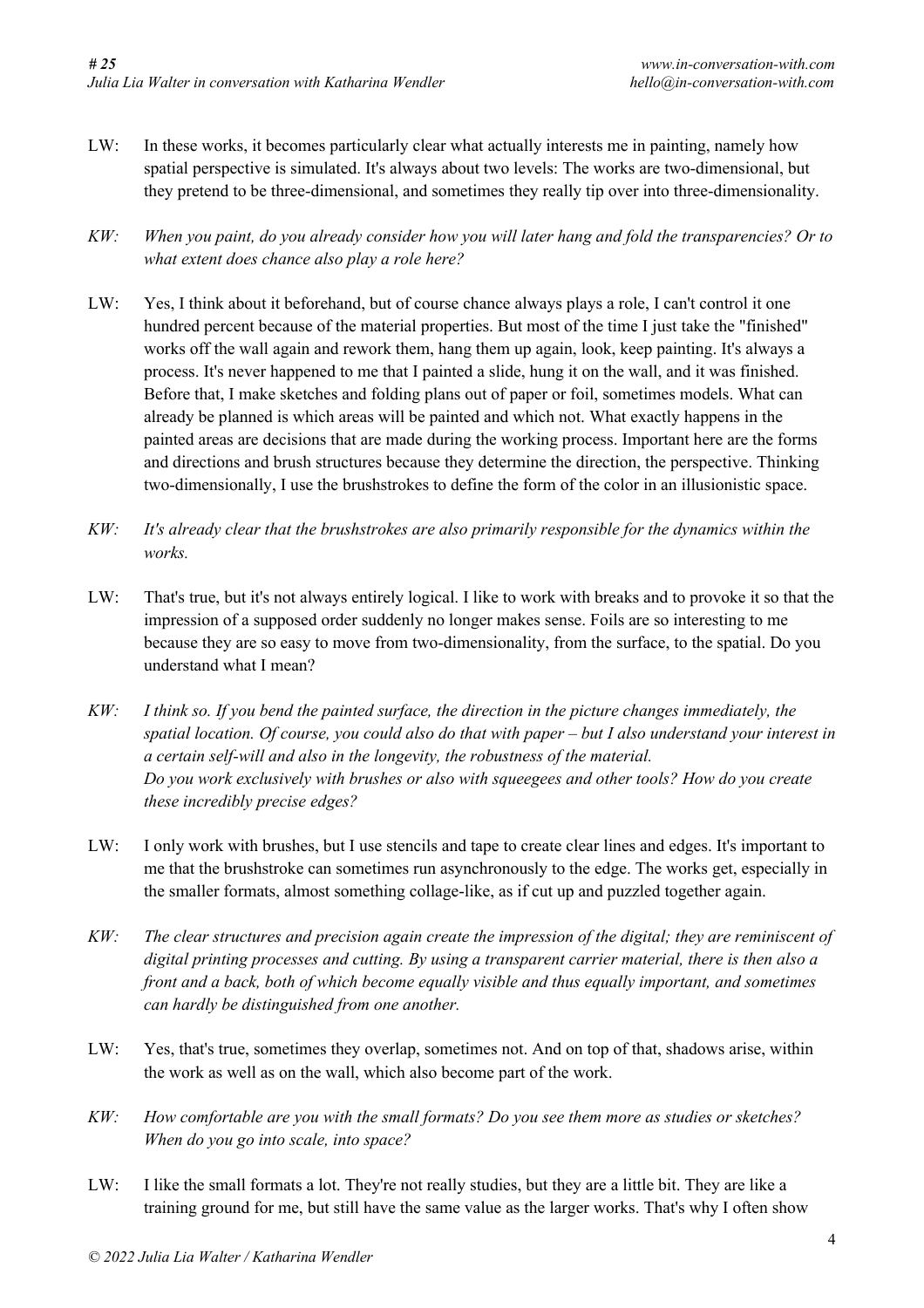LW: In these works, it becomes particularly clear what actually interests me in painting, namely how spatial perspective is simulated. It's always about two levels: The works are two-dimensional, but they pretend to be three-dimensional, and sometimes they really tip over into three-dimensionality.

*KW: When you paint, do you already consider how you will later hang and fold the transparencies? Or to what extent does chance also play a role here?*

LW: Yes, I think about it beforehand, but of course chance always plays a role, I can't control it one hundred percent because of the material properties. But most of the time I just take the "finished" works off the wall again and rework them, hang them up again, look, keep painting. It's always a process. It's never happened to me that I painted a slide, hung it on the wall, and it was finished. Before that, I make sketches and folding plans out of paper or foil, sometimes models. What can already be planned is which areas will be painted and which not. What exactly happens in the painted areas are decisions that are made during the working process. Important here are the forms and directions and brush structures because they determine the direction, the perspective. Thinking two-dimensionally, I use the brushstrokes to define the form of the color in an illusionistic space.

*KW: It's already clear that the brushstrokes are also primarily responsible for the dynamics within the works.*

LW: That's true, but it's not always entirely logical. I like to work with breaks and to provoke it so that the impression of a supposed order suddenly no longer makes sense. Foils are so interesting to me because they are so easy to move from two-dimensionality, from the surface, to the spatial. Do you understand what I mean?

*KW: I think so. If you bend the painted surface, the direction in the picture changes immediately, the spatial location. Of course, you could also do that with paper – but I also understand your interest in a certain self-will and also in the longevity, the robustness of the material.*
*Do you work exclusively with brushes or also with squeegees and other tools? How do you create these incredibly precise edges?*

LW: I only work with brushes, but I use stencils and tape to create clear lines and edges. It's important to me that the brushstroke can sometimes run asynchronously to the edge. The works get, especially in the smaller formats, almost something collage-like, as if cut up and puzzled together again.

*KW: The clear structures and precision again create the impression of the digital; they are reminiscent of digital printing processes and cutting. By using a transparent carrier material, there is then also a front and a back, both of which become equally visible and thus equally important, and sometimes can hardly be distinguished from one another.*

LW: Yes, that's true, sometimes they overlap, sometimes not. And on top of that, shadows arise, within the work as well as on the wall, which also become part of the work.

*KW: How comfortable are you with the small formats? Do you see them more as studies or sketches? When do you go into scale, into space?*

LW: I like the small formats a lot. They're not really studies, but they are a little bit. They are like a training ground for me, but still have the same value as the larger works. That's why I often show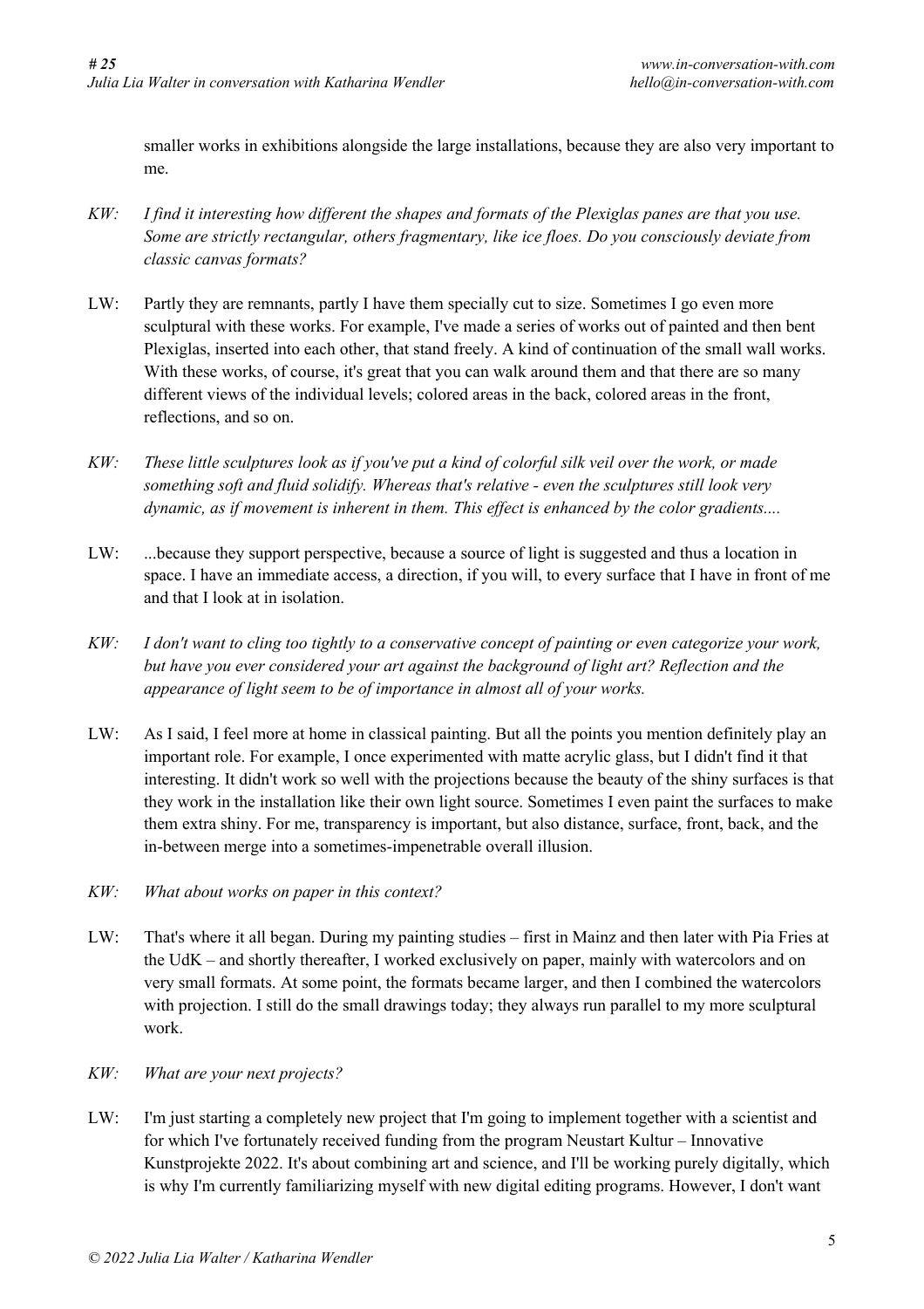smaller works in exhibitions alongside the large installations, because they are also very important to me.

*KW: I find it interesting how different the shapes and formats of the Plexiglas panes are that you use. Some are strictly rectangular, others fragmentary, like ice floes. Do you consciously deviate from classic canvas formats?*

LW: Partly they are remnants, partly I have them specially cut to size. Sometimes I go even more sculptural with these works. For example, I've made a series of works out of painted and then bent Plexiglas, inserted into each other, that stand freely. A kind of continuation of the small wall works. With these works, of course, it's great that you can walk around them and that there are so many different views of the individual levels; colored areas in the back, colored areas in the front, reflections, and so on.

*KW: These little sculptures look as if you've put a kind of colorful silk veil over the work, or made something soft and fluid solidify. Whereas that's relative - even the sculptures still look very dynamic, as if movement is inherent in them. This effect is enhanced by the color gradients....*

LW: ...because they support perspective, because a source of light is suggested and thus a location in space. I have an immediate access, a direction, if you will, to every surface that I have in front of me and that I look at in isolation.

*KW: I don't want to cling too tightly to a conservative concept of painting or even categorize your work, but have you ever considered your art against the background of light art? Reflection and the appearance of light seem to be of importance in almost all of your works.*

LW: As I said, I feel more at home in classical painting. But all the points you mention definitely play an important role. For example, I once experimented with matte acrylic glass, but I didn't find it that interesting. It didn't work so well with the projections because the beauty of the shiny surfaces is that they work in the installation like their own light source. Sometimes I even paint the surfaces to make them extra shiny. For me, transparency is important, but also distance, surface, front, back, and the in-between merge into a sometimes-impenetrable overall illusion.

*KW: What about works on paper in this context?*

LW: That's where it all began. During my painting studies – first in Mainz and then later with Pia Fries at the UdK – and shortly thereafter, I worked exclusively on paper, mainly with watercolors and on very small formats. At some point, the formats became larger, and then I combined the watercolors with projection. I still do the small drawings today; they always run parallel to my more sculptural work.

*KW: What are your next projects?*

LW: I'm just starting a completely new project that I'm going to implement together with a scientist and for which I've fortunately received funding from the program Neustart Kultur – Innovative Kunstprojekte 2022. It's about combining art and science, and I'll be working purely digitally, which is why I'm currently familiarizing myself with new digital editing programs. However, I don't want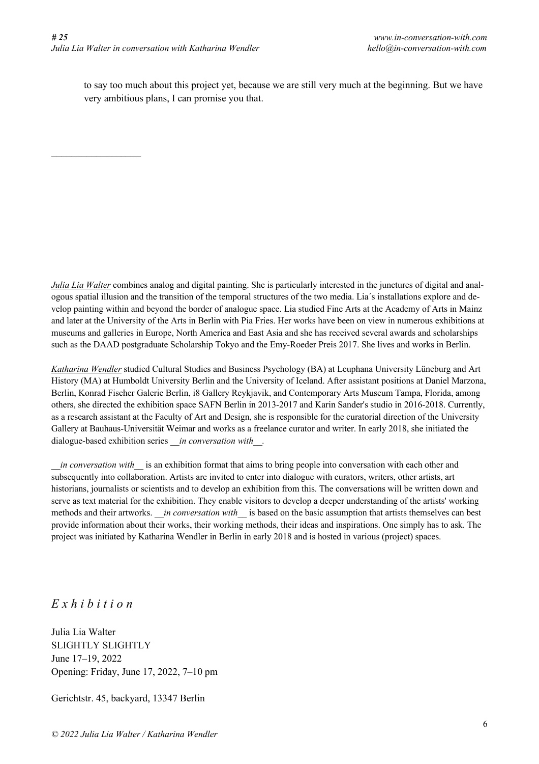to say too much about this project yet, because we are still very much at the beginning. But we have very ambitious plans, I can promise you that.

___________________

*Julia Lia Walter* combines analog and digital painting. She is particularly interested in the junctures of digital and analogous spatial illusion and the transition of the temporal structures of the two media. Lia´s installations explore and develop painting within and beyond the border of analogue space. Lia studied Fine Arts at the Academy of Arts in Mainz and later at the University of the Arts in Berlin with Pia Fries. Her works have been on view in numerous exhibitions at museums and galleries in Europe, North America and East Asia and she has received several awards and scholarships such as the DAAD postgraduate Scholarship Tokyo and the Emy-Roeder Preis 2017. She lives and works in Berlin.

*Katharina Wendler* studied Cultural Studies and Business Psychology (BA) at Leuphana University Lüneburg and Art History (MA) at Humboldt University Berlin and the University of Iceland. After assistant positions at Daniel Marzona, Berlin, Konrad Fischer Galerie Berlin, i8 Gallery Reykjavik, and Contemporary Arts Museum Tampa, Florida, among others, she directed the exhibition space SAFN Berlin in 2013-2017 and Karin Sander's studio in 2016-2018. Currently, as a research assistant at the Faculty of Art and Design, she is responsible for the curatorial direction of the University Gallery at Bauhaus-Universität Weimar and works as a freelance curator and writer. In early 2018, she initiated the dialogue-based exhibition series *__in conversation with__*.

*__in conversation with__* is an exhibition format that aims to bring people into conversation with each other and subsequently into collaboration. Artists are invited to enter into dialogue with curators, writers, other artists, art historians, journalists or scientists and to develop an exhibition from this. The conversations will be written down and serve as text material for the exhibition. They enable visitors to develop a deeper understanding of the artists' working methods and their artworks. *__in conversation with__* is based on the basic assumption that artists themselves can best provide information about their works, their working methods, their ideas and inspirations. One simply has to ask. The project was initiated by Katharina Wendler in Berlin in early 2018 and is hosted in various (project) spaces.

## *Exhibition*

Julia Lia Walter
SLIGHTLY SLIGHTLY
June 17–19, 2022
Opening: Friday, June 17, 2022, 7–10 pm

Gerichtstr. 45, backyard, 13347 Berlin

*© 2022 Julia Lia Walter / Katharina Wendler*